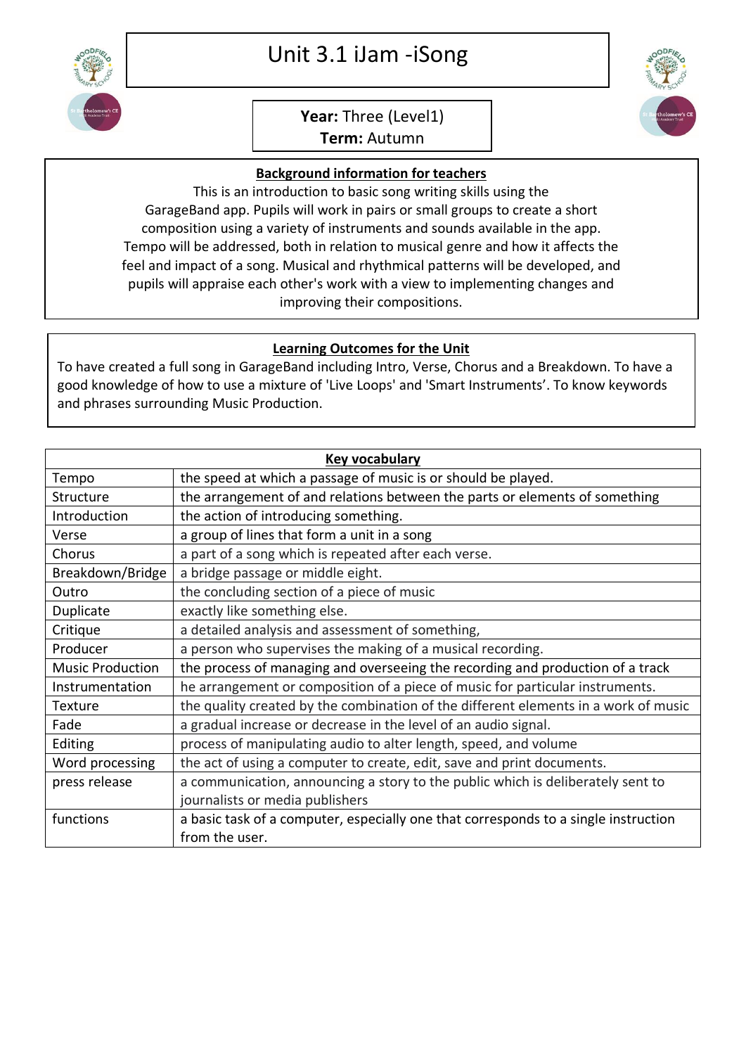# Unit 3.1 iJam -iSong

**Year:** Three (Level1)
**Term:** Autumn

## Background information for teachers

This is an introduction to basic song writing skills using the GarageBand app. Pupils will work in pairs or small groups to create a short composition using a variety of instruments and sounds available in the app. Tempo will be addressed, both in relation to musical genre and how it affects the feel and impact of a song. Musical and rhythmical patterns will be developed, and pupils will appraise each other's work with a view to implementing changes and improving their compositions.

## Learning Outcomes for the Unit

To have created a full song in GarageBand including Intro, Verse, Chorus and a Breakdown. To have a good knowledge of how to use a mixture of 'Live Loops' and 'Smart Instruments'. To know keywords and phrases surrounding Music Production.

## Key vocabulary

| Term | Definition |
|---|---|
| Tempo | the speed at which a passage of music is or should be played. |
| Structure | the arrangement of and relations between the parts or elements of something |
| Introduction | the action of introducing something. |
| Verse | a group of lines that form a unit in a song |
| Chorus | a part of a song which is repeated after each verse. |
| Breakdown/Bridge | a bridge passage or middle eight. |
| Outro | the concluding section of a piece of music |
| Duplicate | exactly like something else. |
| Critique | a detailed analysis and assessment of something, |
| Producer | a person who supervises the making of a musical recording. |
| Music Production | the process of managing and overseeing the recording and production of a track |
| Instrumentation | he arrangement or composition of a piece of music for particular instruments. |
| Texture | the quality created by the combination of the different elements in a work of music |
| Fade | a gradual increase or decrease in the level of an audio signal. |
| Editing | process of manipulating audio to alter length, speed, and volume |
| Word processing | the act of using a computer to create, edit, save and print documents. |
| press release | a communication, announcing a story to the public which is deliberately sent to journalists or media publishers |
| functions | a basic task of a computer, especially one that corresponds to a single instruction from the user. |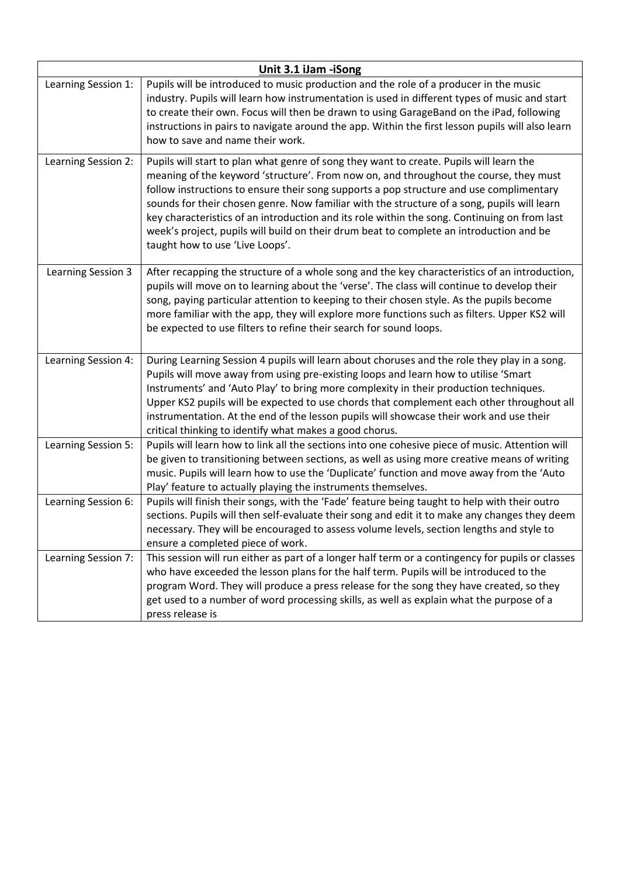| Unit 3.1 iJam -iSong | |
| --- | --- |
| Learning Session 1: | Pupils will be introduced to music production and the role of a producer in the music industry. Pupils will learn how instrumentation is used in different types of music and start to create their own. Focus will then be drawn to using GarageBand on the iPad, following instructions in pairs to navigate around the app. Within the first lesson pupils will also learn how to save and name their work. |
| Learning Session 2: | Pupils will start to plan what genre of song they want to create. Pupils will learn the meaning of the keyword 'structure'. From now on, and throughout the course, they must follow instructions to ensure their song supports a pop structure and use complimentary sounds for their chosen genre. Now familiar with the structure of a song, pupils will learn key characteristics of an introduction and its role within the song. Continuing on from last week's project, pupils will build on their drum beat to complete an introduction and be taught how to use 'Live Loops'. |
| Learning Session 3 | After recapping the structure of a whole song and the key characteristics of an introduction, pupils will move on to learning about the 'verse'. The class will continue to develop their song, paying particular attention to keeping to their chosen style. As the pupils become more familiar with the app, they will explore more functions such as filters. Upper KS2 will be expected to use filters to refine their search for sound loops. |
| Learning Session 4: | During Learning Session 4 pupils will learn about choruses and the role they play in a song. Pupils will move away from using pre-existing loops and learn how to utilise 'Smart Instruments' and 'Auto Play' to bring more complexity in their production techniques. Upper KS2 pupils will be expected to use chords that complement each other throughout all instrumentation. At the end of the lesson pupils will showcase their work and use their critical thinking to identify what makes a good chorus. |
| Learning Session 5: | Pupils will learn how to link all the sections into one cohesive piece of music. Attention will be given to transitioning between sections, as well as using more creative means of writing music. Pupils will learn how to use the 'Duplicate' function and move away from the 'Auto Play' feature to actually playing the instruments themselves. |
| Learning Session 6: | Pupils will finish their songs, with the 'Fade' feature being taught to help with their outro sections. Pupils will then self-evaluate their song and edit it to make any changes they deem necessary. They will be encouraged to assess volume levels, section lengths and style to ensure a completed piece of work. |
| Learning Session 7: | This session will run either as part of a longer half term or a contingency for pupils or classes who have exceeded the lesson plans for the half term. Pupils will be introduced to the program Word. They will produce a press release for the song they have created, so they get used to a number of word processing skills, as well as explain what the purpose of a press release is |